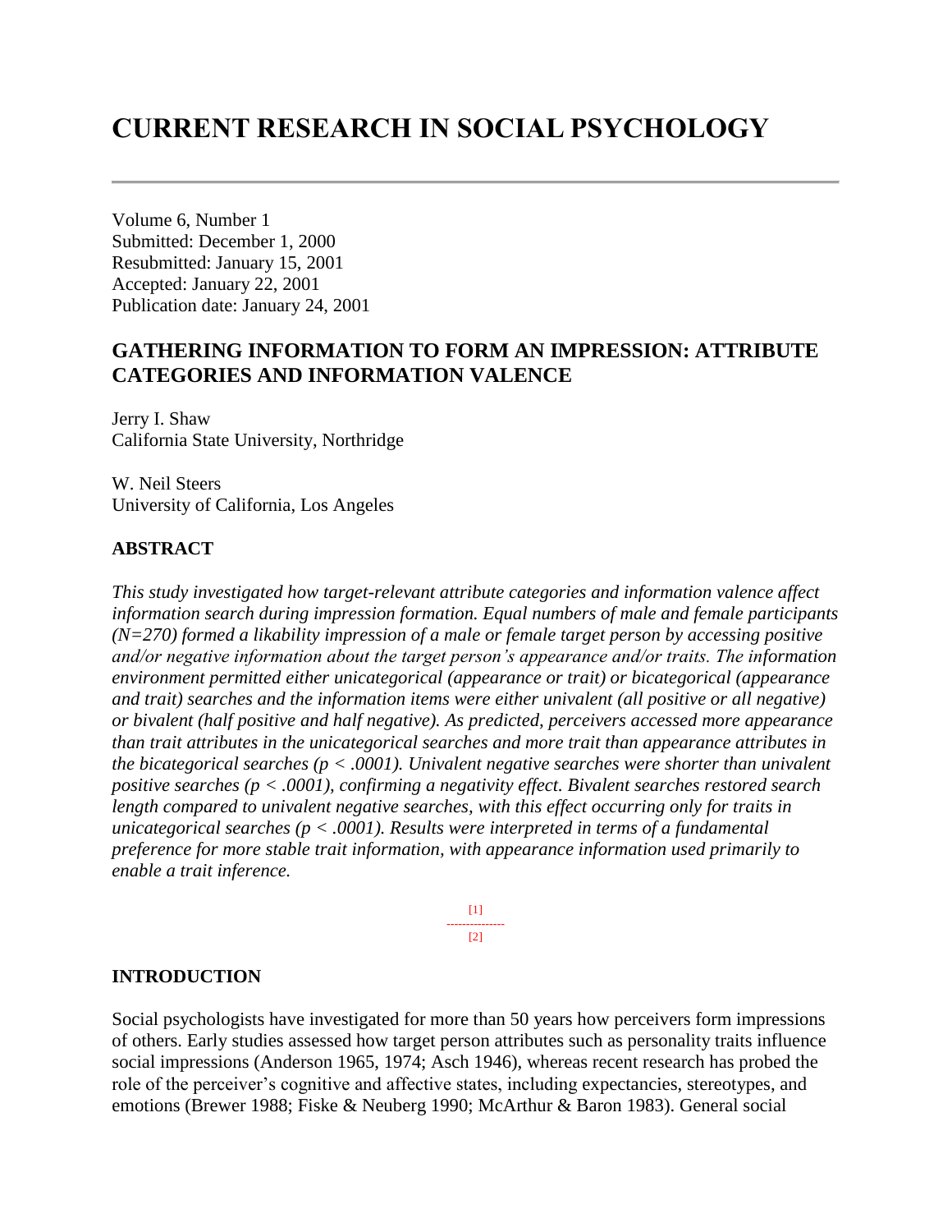# CURRENT RESEARCH IN SOCIAL PSYCHOLOGY

---

Volume 6, Number 1
Submitted: December 1, 2000
Resubmitted: January 15, 2001
Accepted: January 22, 2001
Publication date: January 24, 2001

## GATHERING INFORMATION TO FORM AN IMPRESSION: ATTRIBUTE CATEGORIES AND INFORMATION VALENCE

Jerry I. Shaw
California State University, Northridge

W. Neil Steers
University of California, Los Angeles

### ABSTRACT

*This study investigated how target-relevant attribute categories and information valence affect information search during impression formation. Equal numbers of male and female participants (N=270) formed a likability impression of a male or female target person by accessing positive and/or negative information about the target person's appearance and/or traits. The information environment permitted either unicategorical (appearance or trait) or bicategorical (appearance and trait) searches and the information items were either univalent (all positive or all negative) or bivalent (half positive and half negative). As predicted, perceivers accessed more appearance than trait attributes in the unicategorical searches and more trait than appearance attributes in the bicategorical searches ($p < .0001$). Univalent negative searches were shorter than univalent positive searches ($p < .0001$), confirming a negativity effect. Bivalent searches restored search length compared to univalent negative searches, with this effect occurring only for traits in unicategorical searches ($p < .0001$). Results were interpreted in terms of a fundamental preference for more stable trait information, with appearance information used primarily to enable a trait inference.*

[1]
---------------
[2]

### INTRODUCTION

Social psychologists have investigated for more than 50 years how perceivers form impressions of others. Early studies assessed how target person attributes such as personality traits influence social impressions (Anderson 1965, 1974; Asch 1946), whereas recent research has probed the role of the perceiver's cognitive and affective states, including expectancies, stereotypes, and emotions (Brewer 1988; Fiske & Neuberg 1990; McArthur & Baron 1983). General social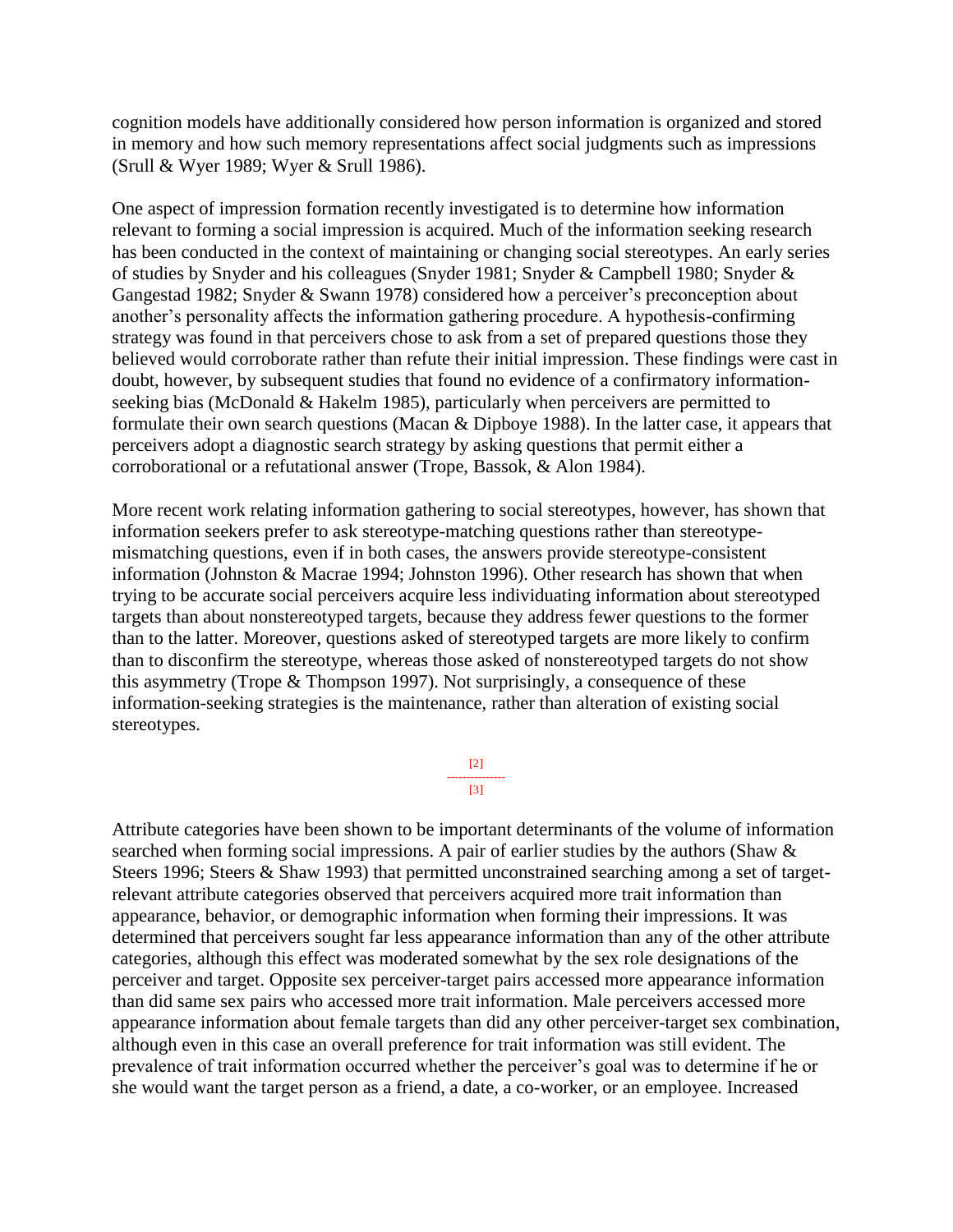cognition models have additionally considered how person information is organized and stored in memory and how such memory representations affect social judgments such as impressions (Srull & Wyer 1989; Wyer & Srull 1986).

One aspect of impression formation recently investigated is to determine how information relevant to forming a social impression is acquired. Much of the information seeking research has been conducted in the context of maintaining or changing social stereotypes. An early series of studies by Snyder and his colleagues (Snyder 1981; Snyder & Campbell 1980; Snyder & Gangestad 1982; Snyder & Swann 1978) considered how a perceiver's preconception about another's personality affects the information gathering procedure. A hypothesis-confirming strategy was found in that perceivers chose to ask from a set of prepared questions those they believed would corroborate rather than refute their initial impression. These findings were cast in doubt, however, by subsequent studies that found no evidence of a confirmatory information-seeking bias (McDonald & Hakelm 1985), particularly when perceivers are permitted to formulate their own search questions (Macan & Dipboye 1988). In the latter case, it appears that perceivers adopt a diagnostic search strategy by asking questions that permit either a corroborational or a refutational answer (Trope, Bassok, & Alon 1984).

More recent work relating information gathering to social stereotypes, however, has shown that information seekers prefer to ask stereotype-matching questions rather than stereotype-mismatching questions, even if in both cases, the answers provide stereotype-consistent information (Johnston & Macrae 1994; Johnston 1996). Other research has shown that when trying to be accurate social perceivers acquire less individuating information about stereotyped targets than about nonstereotyped targets, because they address fewer questions to the former than to the latter. Moreover, questions asked of stereotyped targets are more likely to confirm than to disconfirm the stereotype, whereas those asked of nonstereotyped targets do not show this asymmetry (Trope & Thompson 1997). Not surprisingly, a consequence of these information-seeking strategies is the maintenance, rather than alteration of existing social stereotypes.

Attribute categories have been shown to be important determinants of the volume of information searched when forming social impressions. A pair of earlier studies by the authors (Shaw & Steers 1996; Steers & Shaw 1993) that permitted unconstrained searching among a set of target-relevant attribute categories observed that perceivers acquired more trait information than appearance, behavior, or demographic information when forming their impressions. It was determined that perceivers sought far less appearance information than any of the other attribute categories, although this effect was moderated somewhat by the sex role designations of the perceiver and target. Opposite sex perceiver-target pairs accessed more appearance information than did same sex pairs who accessed more trait information. Male perceivers accessed more appearance information about female targets than did any other perceiver-target sex combination, although even in this case an overall preference for trait information was still evident. The prevalence of trait information occurred whether the perceiver's goal was to determine if he or she would want the target person as a friend, a date, a co-worker, or an employee. Increased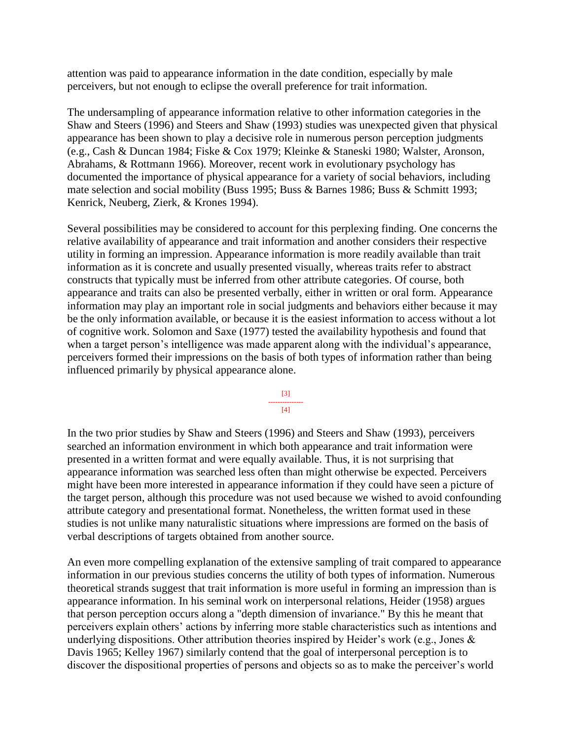attention was paid to appearance information in the date condition, especially by male perceivers, but not enough to eclipse the overall preference for trait information.

The undersampling of appearance information relative to other information categories in the Shaw and Steers (1996) and Steers and Shaw (1993) studies was unexpected given that physical appearance has been shown to play a decisive role in numerous person perception judgments (e.g., Cash & Duncan 1984; Fiske & Cox 1979; Kleinke & Staneski 1980; Walster, Aronson, Abrahams, & Rottmann 1966). Moreover, recent work in evolutionary psychology has documented the importance of physical appearance for a variety of social behaviors, including mate selection and social mobility (Buss 1995; Buss & Barnes 1986; Buss & Schmitt 1993; Kenrick, Neuberg, Zierk, & Krones 1994).

Several possibilities may be considered to account for this perplexing finding. One concerns the relative availability of appearance and trait information and another considers their respective utility in forming an impression. Appearance information is more readily available than trait information as it is concrete and usually presented visually, whereas traits refer to abstract constructs that typically must be inferred from other attribute categories. Of course, both appearance and traits can also be presented verbally, either in written or oral form. Appearance information may play an important role in social judgments and behaviors either because it may be the only information available, or because it is the easiest information to access without a lot of cognitive work. Solomon and Saxe (1977) tested the availability hypothesis and found that when a target person's intelligence was made apparent along with the individual's appearance, perceivers formed their impressions on the basis of both types of information rather than being influenced primarily by physical appearance alone.

In the two prior studies by Shaw and Steers (1996) and Steers and Shaw (1993), perceivers searched an information environment in which both appearance and trait information were presented in a written format and were equally available. Thus, it is not surprising that appearance information was searched less often than might otherwise be expected. Perceivers might have been more interested in appearance information if they could have seen a picture of the target person, although this procedure was not used because we wished to avoid confounding attribute category and presentational format. Nonetheless, the written format used in these studies is not unlike many naturalistic situations where impressions are formed on the basis of verbal descriptions of targets obtained from another source.

An even more compelling explanation of the extensive sampling of trait compared to appearance information in our previous studies concerns the utility of both types of information. Numerous theoretical strands suggest that trait information is more useful in forming an impression than is appearance information. In his seminal work on interpersonal relations, Heider (1958) argues that person perception occurs along a "depth dimension of invariance." By this he meant that perceivers explain others' actions by inferring more stable characteristics such as intentions and underlying dispositions. Other attribution theories inspired by Heider's work (e.g., Jones & Davis 1965; Kelley 1967) similarly contend that the goal of interpersonal perception is to discover the dispositional properties of persons and objects so as to make the perceiver's world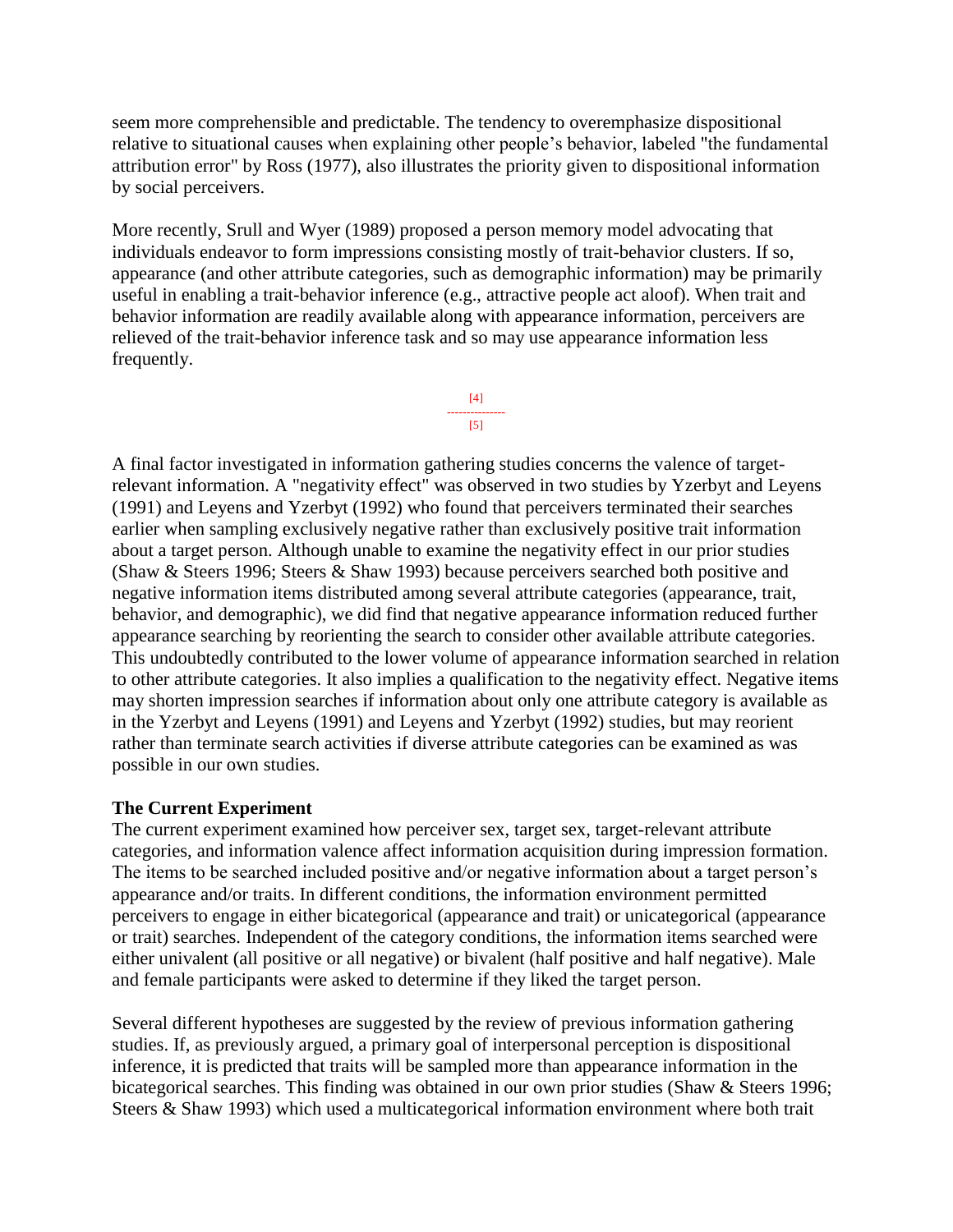seem more comprehensible and predictable. The tendency to overemphasize dispositional relative to situational causes when explaining other people's behavior, labeled "the fundamental attribution error" by Ross (1977), also illustrates the priority given to dispositional information by social perceivers.

More recently, Srull and Wyer (1989) proposed a person memory model advocating that individuals endeavor to form impressions consisting mostly of trait-behavior clusters. If so, appearance (and other attribute categories, such as demographic information) may be primarily useful in enabling a trait-behavior inference (e.g., attractive people act aloof). When trait and behavior information are readily available along with appearance information, perceivers are relieved of the trait-behavior inference task and so may use appearance information less frequently.

A final factor investigated in information gathering studies concerns the valence of target-relevant information. A "negativity effect" was observed in two studies by Yzerbyt and Leyens (1991) and Leyens and Yzerbyt (1992) who found that perceivers terminated their searches earlier when sampling exclusively negative rather than exclusively positive trait information about a target person. Although unable to examine the negativity effect in our prior studies (Shaw & Steers 1996; Steers & Shaw 1993) because perceivers searched both positive and negative information items distributed among several attribute categories (appearance, trait, behavior, and demographic), we did find that negative appearance information reduced further appearance searching by reorienting the search to consider other available attribute categories. This undoubtedly contributed to the lower volume of appearance information searched in relation to other attribute categories. It also implies a qualification to the negativity effect. Negative items may shorten impression searches if information about only one attribute category is available as in the Yzerbyt and Leyens (1991) and Leyens and Yzerbyt (1992) studies, but may reorient rather than terminate search activities if diverse attribute categories can be examined as was possible in our own studies.

**The Current Experiment**

The current experiment examined how perceiver sex, target sex, target-relevant attribute categories, and information valence affect information acquisition during impression formation. The items to be searched included positive and/or negative information about a target person's appearance and/or traits. In different conditions, the information environment permitted perceivers to engage in either bicategorical (appearance and trait) or unicategorical (appearance or trait) searches. Independent of the category conditions, the information items searched were either univalent (all positive or all negative) or bivalent (half positive and half negative). Male and female participants were asked to determine if they liked the target person.

Several different hypotheses are suggested by the review of previous information gathering studies. If, as previously argued, a primary goal of interpersonal perception is dispositional inference, it is predicted that traits will be sampled more than appearance information in the bicategorical searches. This finding was obtained in our own prior studies (Shaw & Steers 1996; Steers & Shaw 1993) which used a multicategorical information environment where both trait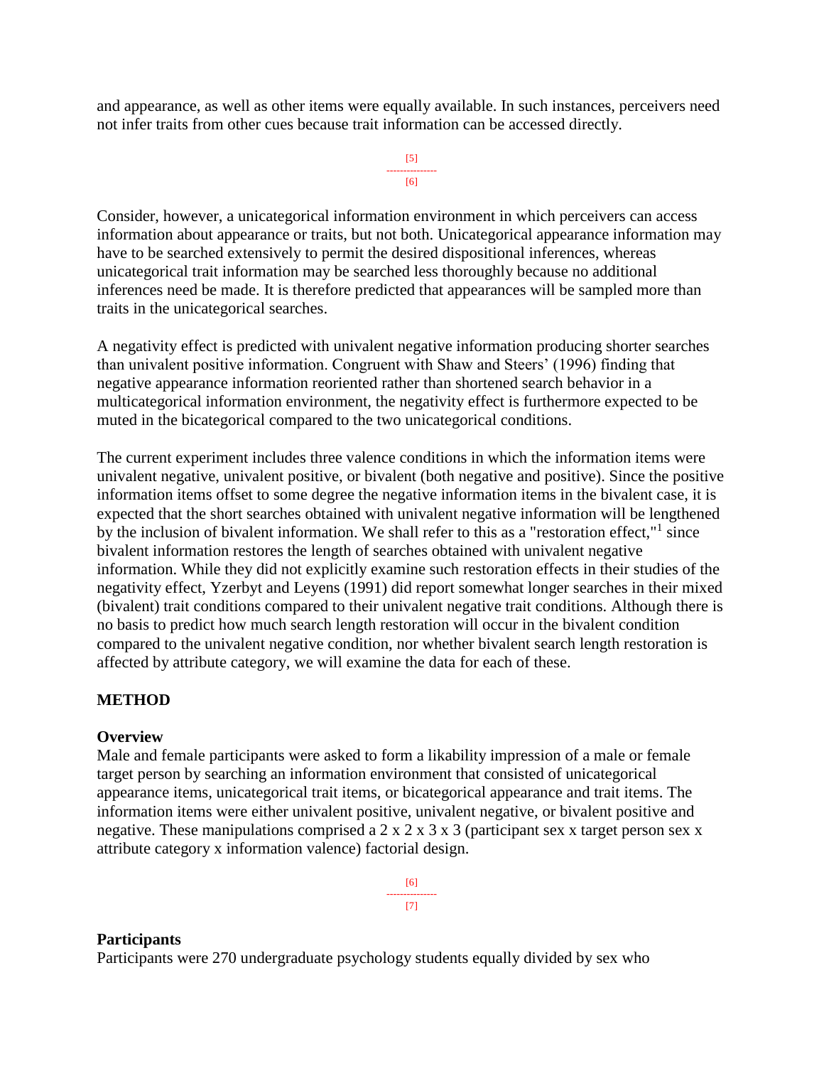and appearance, as well as other items were equally available. In such instances, perceivers need not infer traits from other cues because trait information can be accessed directly.

Consider, however, a unicategorical information environment in which perceivers can access information about appearance or traits, but not both. Unicategorical appearance information may have to be searched extensively to permit the desired dispositional inferences, whereas unicategorical trait information may be searched less thoroughly because no additional inferences need be made. It is therefore predicted that appearances will be sampled more than traits in the unicategorical searches.

A negativity effect is predicted with univalent negative information producing shorter searches than univalent positive information. Congruent with Shaw and Steers' (1996) finding that negative appearance information reoriented rather than shortened search behavior in a multicategorical information environment, the negativity effect is furthermore expected to be muted in the bicategorical compared to the two unicategorical conditions.

The current experiment includes three valence conditions in which the information items were univalent negative, univalent positive, or bivalent (both negative and positive). Since the positive information items offset to some degree the negative information items in the bivalent case, it is expected that the short searches obtained with univalent negative information will be lengthened by the inclusion of bivalent information. We shall refer to this as a "restoration effect,"[1] since bivalent information restores the length of searches obtained with univalent negative information. While they did not explicitly examine such restoration effects in their studies of the negativity effect, Yzerbyt and Leyens (1991) did report somewhat longer searches in their mixed (bivalent) trait conditions compared to their univalent negative trait conditions. Although there is no basis to predict how much search length restoration will occur in the bivalent condition compared to the univalent negative condition, nor whether bivalent search length restoration is affected by attribute category, we will examine the data for each of these.

## METHOD

### Overview

Male and female participants were asked to form a likability impression of a male or female target person by searching an information environment that consisted of unicategorical appearance items, unicategorical trait items, or bicategorical appearance and trait items. The information items were either univalent positive, univalent negative, or bivalent positive and negative. These manipulations comprised a 2 x 2 x 3 x 3 (participant sex x target person sex x attribute category x information valence) factorial design.

### Participants

Participants were 270 undergraduate psychology students equally divided by sex who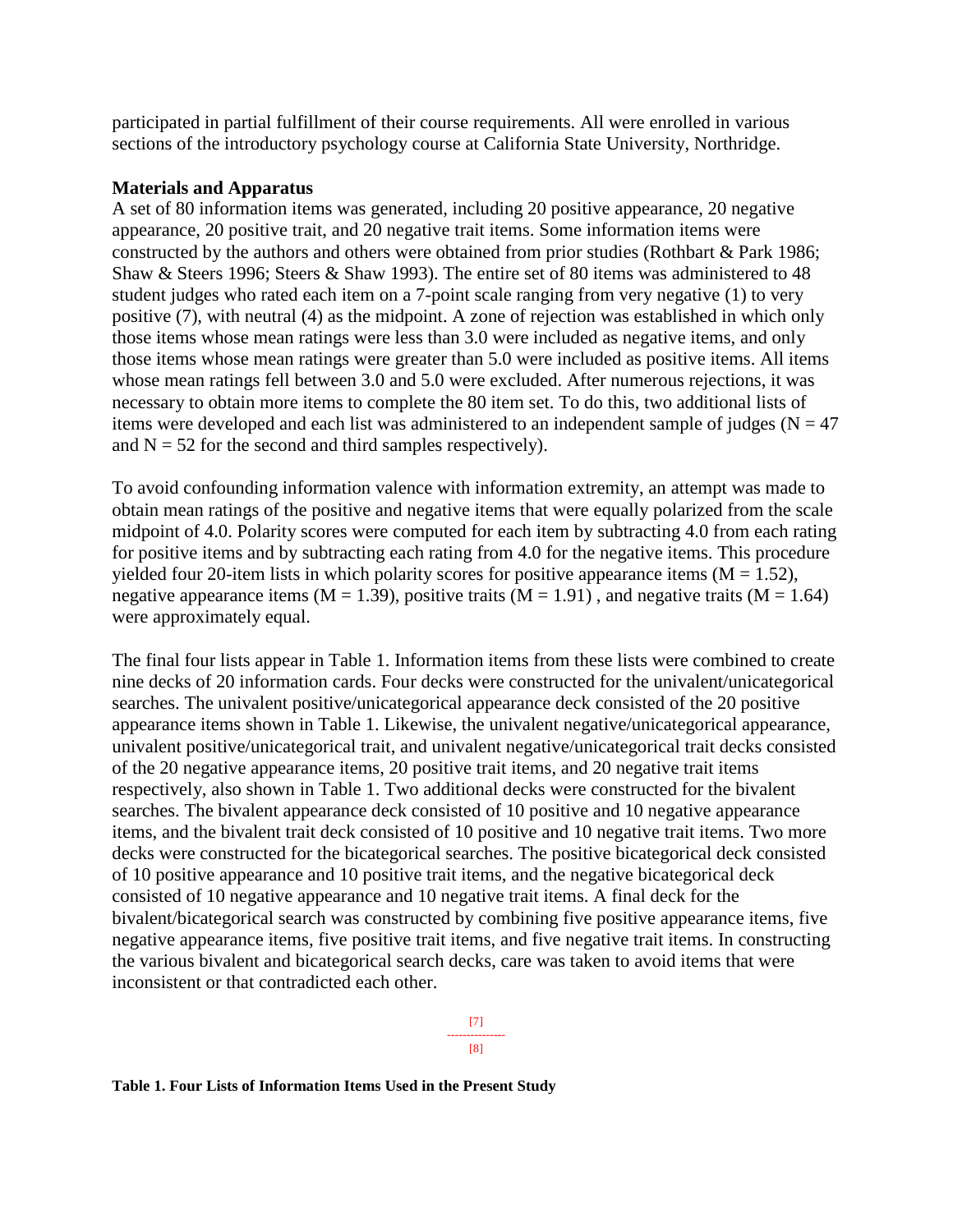participated in partial fulfillment of their course requirements. All were enrolled in various sections of the introductory psychology course at California State University, Northridge.

**Materials and Apparatus**

A set of 80 information items was generated, including 20 positive appearance, 20 negative appearance, 20 positive trait, and 20 negative trait items. Some information items were constructed by the authors and others were obtained from prior studies (Rothbart & Park 1986; Shaw & Steers 1996; Steers & Shaw 1993). The entire set of 80 items was administered to 48 student judges who rated each item on a 7-point scale ranging from very negative (1) to very positive (7), with neutral (4) as the midpoint. A zone of rejection was established in which only those items whose mean ratings were less than 3.0 were included as negative items, and only those items whose mean ratings were greater than 5.0 were included as positive items. All items whose mean ratings fell between 3.0 and 5.0 were excluded. After numerous rejections, it was necessary to obtain more items to complete the 80 item set. To do this, two additional lists of items were developed and each list was administered to an independent sample of judges ($N = 47$ and $N = 52$ for the second and third samples respectively).

To avoid confounding information valence with information extremity, an attempt was made to obtain mean ratings of the positive and negative items that were equally polarized from the scale midpoint of 4.0. Polarity scores were computed for each item by subtracting 4.0 from each rating for positive items and by subtracting each rating from 4.0 for the negative items. This procedure yielded four 20-item lists in which polarity scores for positive appearance items ($M = 1.52$), negative appearance items ($M = 1.39$), positive traits ($M = 1.91$) , and negative traits ($M = 1.64$) were approximately equal.

The final four lists appear in Table 1. Information items from these lists were combined to create nine decks of 20 information cards. Four decks were constructed for the univalent/unicategorical searches. The univalent positive/unicategorical appearance deck consisted of the 20 positive appearance items shown in Table 1. Likewise, the univalent negative/unicategorical appearance, univalent positive/unicategorical trait, and univalent negative/unicategorical trait decks consisted of the 20 negative appearance items, 20 positive trait items, and 20 negative trait items respectively, also shown in Table 1. Two additional decks were constructed for the bivalent searches. The bivalent appearance deck consisted of 10 positive and 10 negative appearance items, and the bivalent trait deck consisted of 10 positive and 10 negative trait items. Two more decks were constructed for the bicategorical searches. The positive bicategorical deck consisted of 10 positive appearance and 10 positive trait items, and the negative bicategorical deck consisted of 10 negative appearance and 10 negative trait items. A final deck for the bivalent/bicategorical search was constructed by combining five positive appearance items, five negative appearance items, five positive trait items, and five negative trait items. In constructing the various bivalent and bicategorical search decks, care was taken to avoid items that were inconsistent or that contradicted each other.

**Table 1. Four Lists of Information Items Used in the Present Study**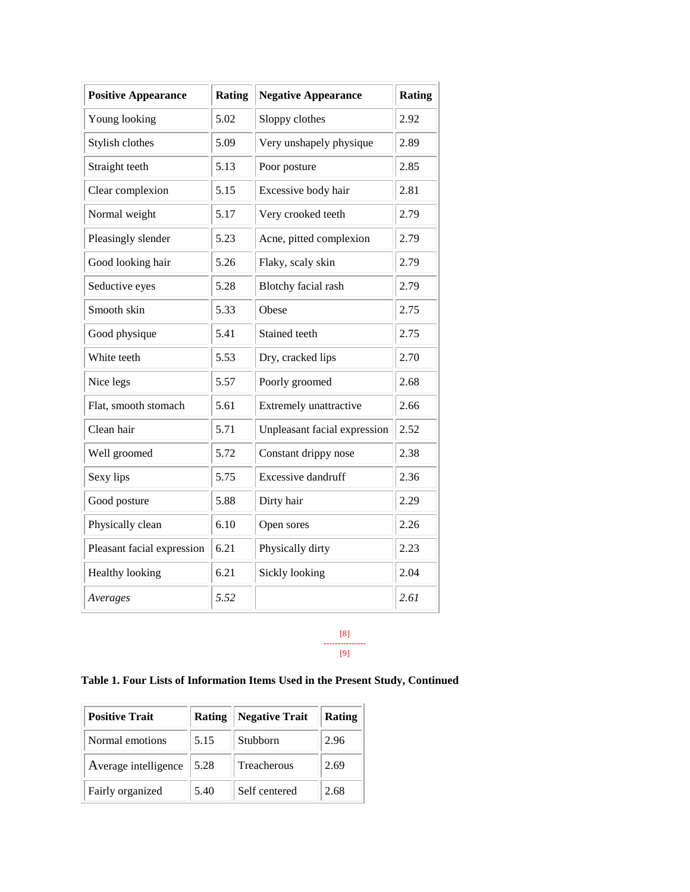| Positive Appearance | Rating | Negative Appearance | Rating |
| --- | --- | --- | --- |
| Young looking | 5.02 | Sloppy clothes | 2.92 |
| Stylish clothes | 5.09 | Very unshapely physique | 2.89 |
| Straight teeth | 5.13 | Poor posture | 2.85 |
| Clear complexion | 5.15 | Excessive body hair | 2.81 |
| Normal weight | 5.17 | Very crooked teeth | 2.79 |
| Pleasingly slender | 5.23 | Acne, pitted complexion | 2.79 |
| Good looking hair | 5.26 | Flaky, scaly skin | 2.79 |
| Seductive eyes | 5.28 | Blotchy facial rash | 2.79 |
| Smooth skin | 5.33 | Obese | 2.75 |
| Good physique | 5.41 | Stained teeth | 2.75 |
| White teeth | 5.53 | Dry, cracked lips | 2.70 |
| Nice legs | 5.57 | Poorly groomed | 2.68 |
| Flat, smooth stomach | 5.61 | Extremely unattractive | 2.66 |
| Clean hair | 5.71 | Unpleasant facial expression | 2.52 |
| Well groomed | 5.72 | Constant drippy nose | 2.38 |
| Sexy lips | 5.75 | Excessive dandruff | 2.36 |
| Good posture | 5.88 | Dirty hair | 2.29 |
| Physically clean | 6.10 | Open sores | 2.26 |
| Pleasant facial expression | 6.21 | Physically dirty | 2.23 |
| Healthy looking | 6.21 | Sickly looking | 2.04 |
| *Averages* | *5.52* | | *2.61* |

[8]
---------------
[9]

**Table 1. Four Lists of Information Items Used in the Present Study, Continued**

| Positive Trait | Rating | Negative Trait | Rating |
| --- | --- | --- | --- |
| Normal emotions | 5.15 | Stubborn | 2.96 |
| Average intelligence | 5.28 | Treacherous | 2.69 |
| Fairly organized | 5.40 | Self centered | 2.68 |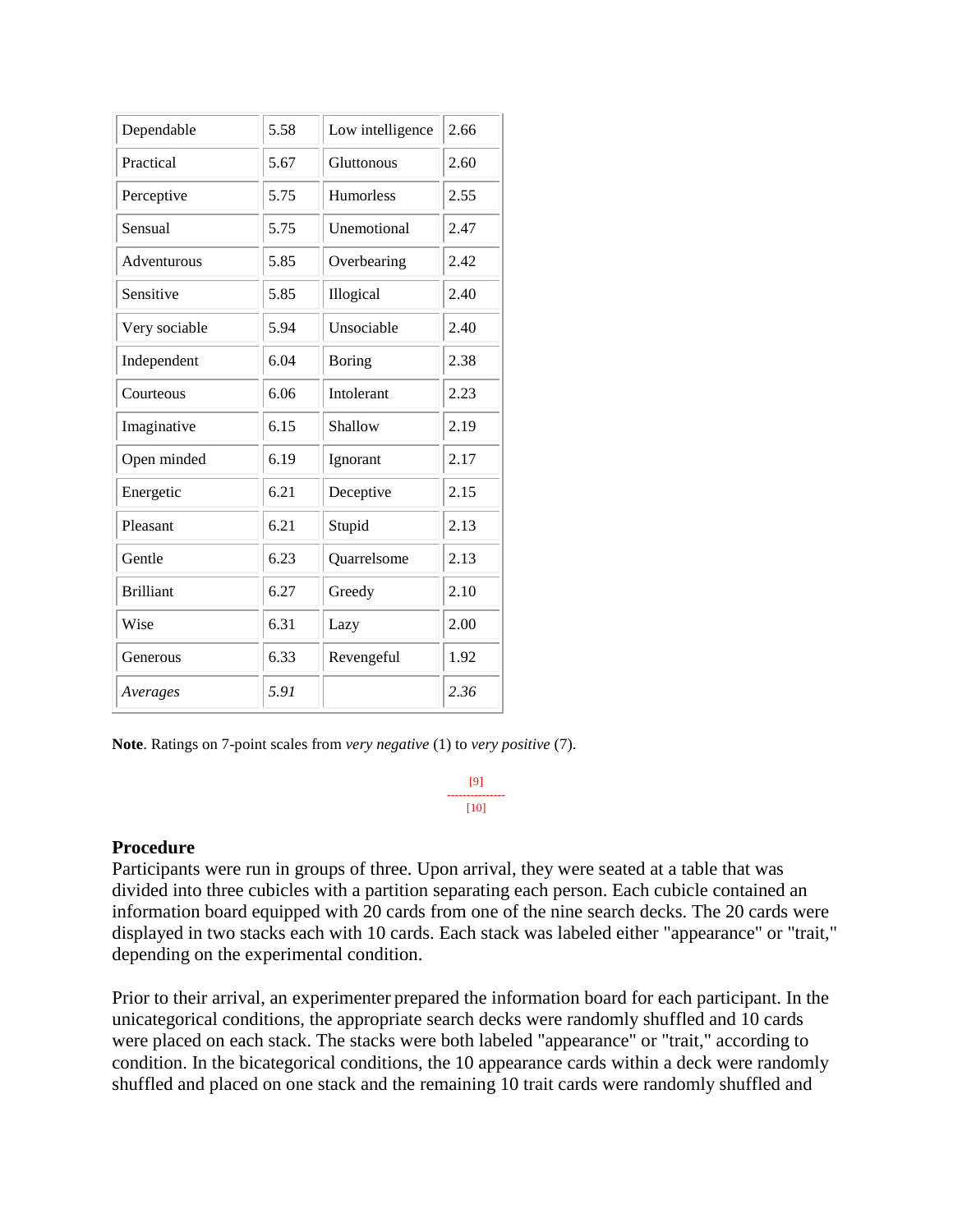| Dependable | 5.58 | Low intelligence | 2.66 |
|---|---|---|---|
| Practical | 5.67 | Gluttonous | 2.60 |
| Perceptive | 5.75 | Humorless | 2.55 |
| Sensual | 5.75 | Unemotional | 2.47 |
| Adventurous | 5.85 | Overbearing | 2.42 |
| Sensitive | 5.85 | Illogical | 2.40 |
| Very sociable | 5.94 | Unsociable | 2.40 |
| Independent | 6.04 | Boring | 2.38 |
| Courteous | 6.06 | Intolerant | 2.23 |
| Imaginative | 6.15 | Shallow | 2.19 |
| Open minded | 6.19 | Ignorant | 2.17 |
| Energetic | 6.21 | Deceptive | 2.15 |
| Pleasant | 6.21 | Stupid | 2.13 |
| Gentle | 6.23 | Quarrelsome | 2.13 |
| Brilliant | 6.27 | Greedy | 2.10 |
| Wise | 6.31 | Lazy | 2.00 |
| Generous | 6.33 | Revengeful | 1.92 |
| *Averages* | *5.91* | | *2.36* |

**Note**. Ratings on 7-point scales from *very negative* (1) to *very positive* (7).

[9]
---------------
[10]

### Procedure

Participants were run in groups of three. Upon arrival, they were seated at a table that was divided into three cubicles with a partition separating each person. Each cubicle contained an information board equipped with 20 cards from one of the nine search decks. The 20 cards were displayed in two stacks each with 10 cards. Each stack was labeled either "appearance" or "trait," depending on the experimental condition.

Prior to their arrival, an experimenter prepared the information board for each participant. In the unicategorical conditions, the appropriate search decks were randomly shuffled and 10 cards were placed on each stack. The stacks were both labeled "appearance" or "trait," according to condition. In the bicategorical conditions, the 10 appearance cards within a deck were randomly shuffled and placed on one stack and the remaining 10 trait cards were randomly shuffled and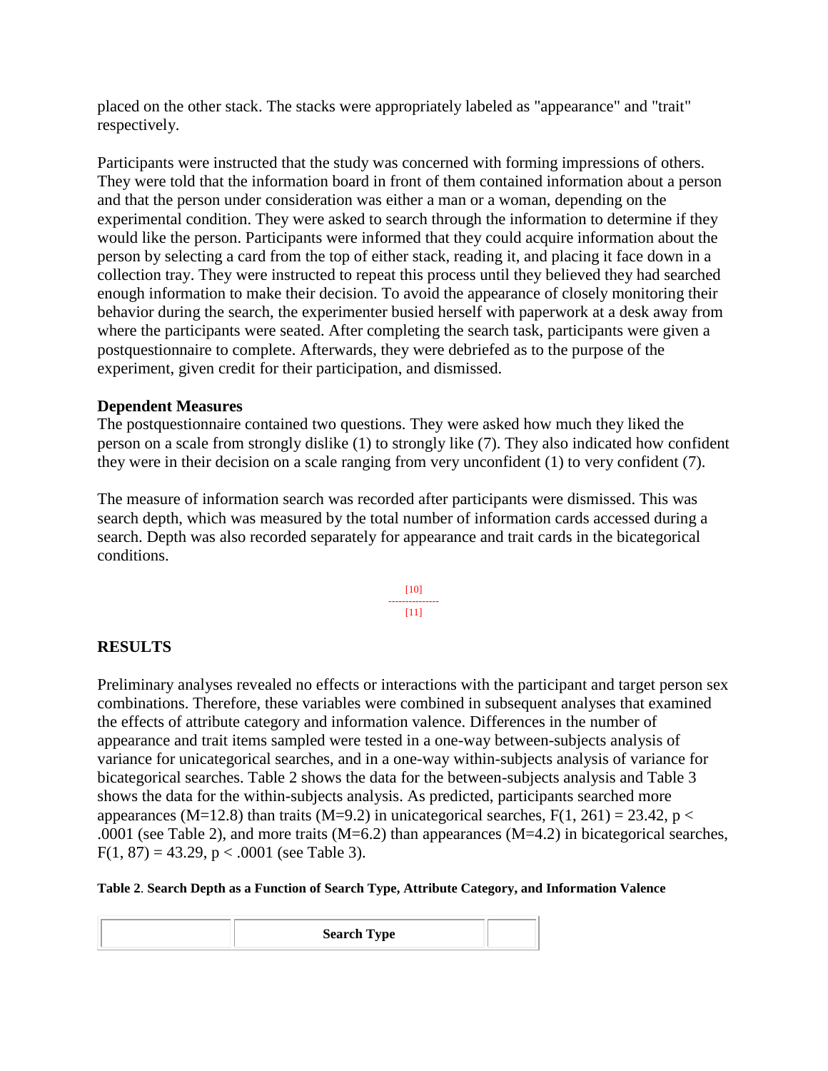placed on the other stack. The stacks were appropriately labeled as "appearance" and "trait" respectively.

Participants were instructed that the study was concerned with forming impressions of others. They were told that the information board in front of them contained information about a person and that the person under consideration was either a man or a woman, depending on the experimental condition. They were asked to search through the information to determine if they would like the person. Participants were informed that they could acquire information about the person by selecting a card from the top of either stack, reading it, and placing it face down in a collection tray. They were instructed to repeat this process until they believed they had searched enough information to make their decision. To avoid the appearance of closely monitoring their behavior during the search, the experimenter busied herself with paperwork at a desk away from where the participants were seated. After completing the search task, participants were given a postquestionnaire to complete. Afterwards, they were debriefed as to the purpose of the experiment, given credit for their participation, and dismissed.

**Dependent Measures**

The postquestionnaire contained two questions. They were asked how much they liked the person on a scale from strongly dislike (1) to strongly like (7). They also indicated how confident they were in their decision on a scale ranging from very unconfident (1) to very confident (7).

The measure of information search was recorded after participants were dismissed. This was search depth, which was measured by the total number of information cards accessed during a search. Depth was also recorded separately for appearance and trait cards in the bicategorical conditions.

## RESULTS

Preliminary analyses revealed no effects or interactions with the participant and target person sex combinations. Therefore, these variables were combined in subsequent analyses that examined the effects of attribute category and information valence. Differences in the number of appearance and trait items sampled were tested in a one-way between-subjects analysis of variance for unicategorical searches, and in a one-way within-subjects analysis of variance for bicategorical searches. Table 2 shows the data for the between-subjects analysis and Table 3 shows the data for the within-subjects analysis. As predicted, participants searched more appearances ($M=12.8$) than traits ($M=9.2$) in unicategorical searches, $F(1, 261) = 23.42$, $p < .0001$ (see Table 2), and more traits ($M=6.2$) than appearances ($M=4.2$) in bicategorical searches, $F(1, 87) = 43.29$, $p < .0001$ (see Table 3).

**Table 2**. **Search Depth as a Function of Search Type, Attribute Category, and Information Valence**

| | Search Type | |
|---|---|---|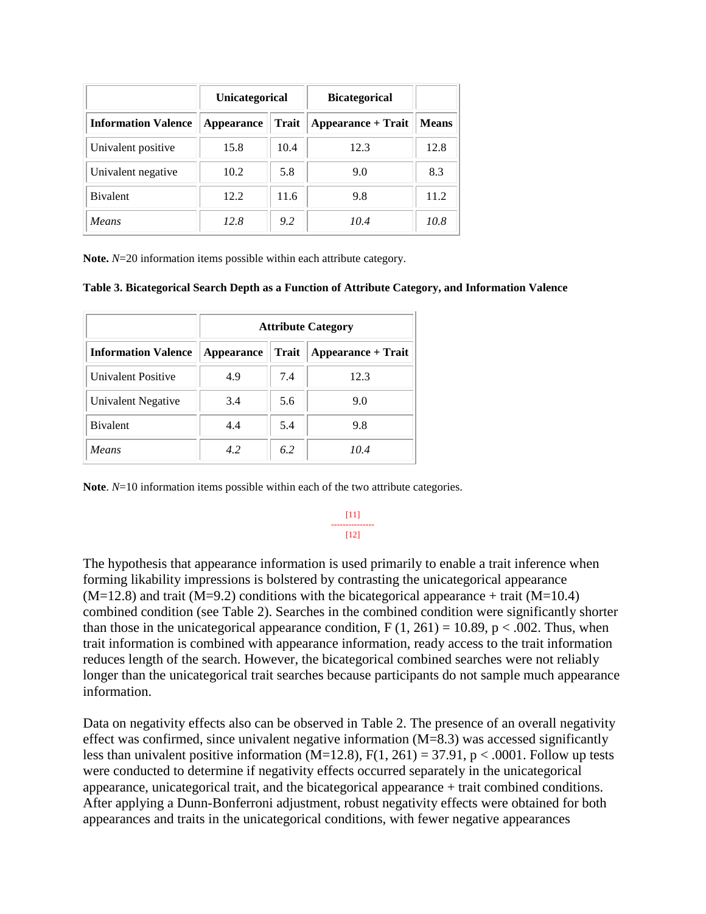| | Unicategorical | | Bicategorical | |
|---|---|---|---|---|
| **Information Valence** | **Appearance** | **Trait** | **Appearance + Trait** | **Means** |
| Univalent positive | 15.8 | 10.4 | 12.3 | 12.8 |
| Univalent negative | 10.2 | 5.8 | 9.0 | 8.3 |
| Bivalent | 12.2 | 11.6 | 9.8 | 11.2 |
| *Means* | *12.8* | *9.2* | *10.4* | *10.8* |

**Note.** *N*=20 information items possible within each attribute category.

**Table 3. Bicategorical Search Depth as a Function of Attribute Category, and Information Valence**

| | Attribute Category | | |
|---|---|---|---|
| **Information Valence** | **Appearance** | **Trait** | **Appearance + Trait** |
| Univalent Positive | 4.9 | 7.4 | 12.3 |
| Univalent Negative | 3.4 | 5.6 | 9.0 |
| Bivalent | 4.4 | 5.4 | 9.8 |
| *Means* | *4.2* | *6.2* | *10.4* |

**Note**. *N*=10 information items possible within each of the two attribute categories.

[11]
---------------
[12]

The hypothesis that appearance information is used primarily to enable a trait inference when forming likability impressions is bolstered by contrasting the unicategorical appearance (M=12.8) and trait (M=9.2) conditions with the bicategorical appearance + trait (M=10.4) combined condition (see Table 2). Searches in the combined condition were significantly shorter than those in the unicategorical appearance condition, $F(1, 261) = 10.89$, $p < .002$. Thus, when trait information is combined with appearance information, ready access to the trait information reduces length of the search. However, the bicategorical combined searches were not reliably longer than the unicategorical trait searches because participants do not sample much appearance information.

Data on negativity effects also can be observed in Table 2. The presence of an overall negativity effect was confirmed, since univalent negative information (M=8.3) was accessed significantly less than univalent positive information (M=12.8), $F(1, 261) = 37.91$, $p < .0001$. Follow up tests were conducted to determine if negativity effects occurred separately in the unicategorical appearance, unicategorical trait, and the bicategorical appearance + trait combined conditions. After applying a Dunn-Bonferroni adjustment, robust negativity effects were obtained for both appearances and traits in the unicategorical conditions, with fewer negative appearances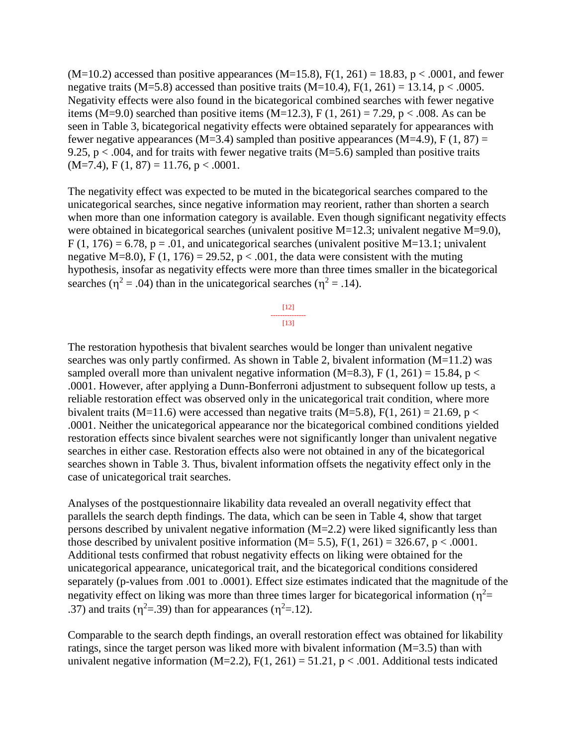($M$=10.2) accessed than positive appearances ($M$=15.8), $F(1, 261) = 18.83$, $p < .0001$, and fewer negative traits ($M$=5.8) accessed than positive traits ($M$=10.4), $F(1, 261) = 13.14$, $p < .0005$. Negativity effects were also found in the bicategorical combined searches with fewer negative items ($M$=9.0) searched than positive items ($M$=12.3), $F(1, 261) = 7.29$, $p < .008$. As can be seen in Table 3, bicategorical negativity effects were obtained separately for appearances with fewer negative appearances ($M$=3.4) sampled than positive appearances ($M$=4.9), $F(1, 87) = 9.25$, $p < .004$, and for traits with fewer negative traits ($M$=5.6) sampled than positive traits ($M$=7.4), $F(1, 87) = 11.76$, $p < .0001$.

The negativity effect was expected to be muted in the bicategorical searches compared to the unicategorical searches, since negative information may reorient, rather than shorten a search when more than one information category is available. Even though significant negativity effects were obtained in bicategorical searches (univalent positive $M$=12.3; univalent negative $M$=9.0), $F(1, 176) = 6.78$, $p = .01$, and unicategorical searches (univalent positive $M$=13.1; univalent negative $M$=8.0), $F(1, 176) = 29.52$, $p < .001$, the data were consistent with the muting hypothesis, insofar as negativity effects were more than three times smaller in the bicategorical searches ($\eta^2 = .04$) than in the unicategorical searches ($\eta^2 = .14$).

[12]
---------------
[13]

The restoration hypothesis that bivalent searches would be longer than univalent negative searches was only partly confirmed. As shown in Table 2, bivalent information ($M$=11.2) was sampled overall more than univalent negative information ($M$=8.3), $F(1, 261) = 15.84$, $p < .0001$. However, after applying a Dunn-Bonferroni adjustment to subsequent follow up tests, a reliable restoration effect was observed only in the unicategorical trait condition, where more bivalent traits ($M$=11.6) were accessed than negative traits ($M$=5.8), $F(1, 261) = 21.69$, $p < .0001$. Neither the unicategorical appearance nor the bicategorical combined conditions yielded restoration effects since bivalent searches were not significantly longer than univalent negative searches in either case. Restoration effects also were not obtained in any of the bicategorical searches shown in Table 3. Thus, bivalent information offsets the negativity effect only in the case of unicategorical trait searches.

Analyses of the postquestionnaire likability data revealed an overall negativity effect that parallels the search depth findings. The data, which can be seen in Table 4, show that target persons described by univalent negative information ($M$=2.2) were liked significantly less than those described by univalent positive information ($M$= 5.5), $F(1, 261) = 326.67$, $p < .0001$. Additional tests confirmed that robust negativity effects on liking were obtained for the unicategorical appearance, unicategorical trait, and the bicategorical conditions considered separately (p-values from .001 to .0001). Effect size estimates indicated that the magnitude of the negativity effect on liking was more than three times larger for bicategorical information ($\eta^2$= .37) and traits ($\eta^2$=.39) than for appearances ($\eta^2$=.12).

Comparable to the search depth findings, an overall restoration effect was obtained for likability ratings, since the target person was liked more with bivalent information ($M$=3.5) than with univalent negative information ($M$=2.2), $F(1, 261) = 51.21$, $p < .001$. Additional tests indicated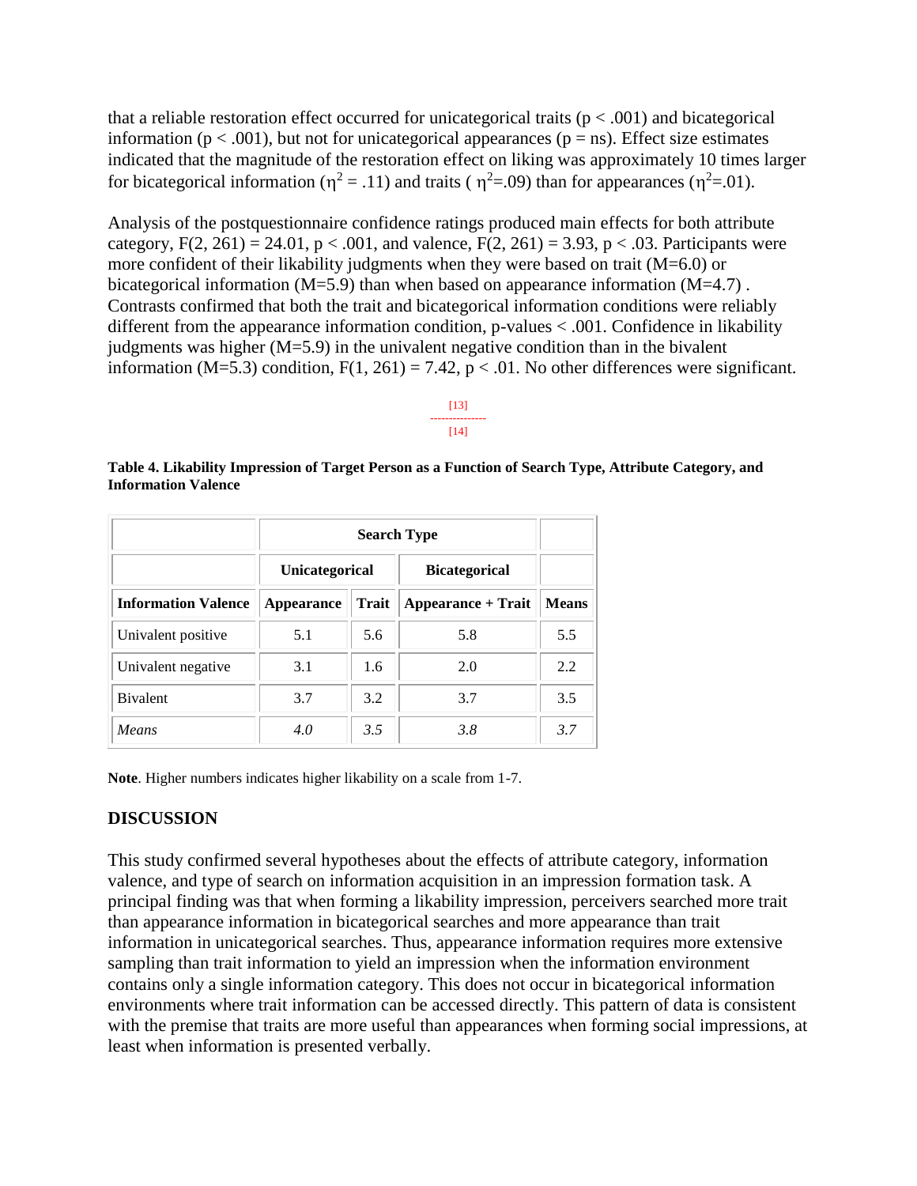that a reliable restoration effect occurred for unicategorical traits ($p < .001$) and bicategorical information ($p < .001$), but not for unicategorical appearances ($p = ns$). Effect size estimates indicated that the magnitude of the restoration effect on liking was approximately 10 times larger for bicategorical information ($\eta^2 = .11$) and traits ( $\eta^2 = .09$) than for appearances ($\eta^2 = .01$).

Analysis of the postquestionnaire confidence ratings produced main effects for both attribute category, $F(2, 261) = 24.01$, $p < .001$, and valence, $F(2, 261) = 3.93$, $p < .03$. Participants were more confident of their likability judgments when they were based on trait (M=6.0) or bicategorical information (M=5.9) than when based on appearance information (M=4.7) . Contrasts confirmed that both the trait and bicategorical information conditions were reliably different from the appearance information condition, p-values < .001. Confidence in likability judgments was higher (M=5.9) in the univalent negative condition than in the bivalent information (M=5.3) condition, $F(1, 261) = 7.42$, $p < .01$. No other differences were significant.

[13]
---------------
[14]

**Table 4. Likability Impression of Target Person as a Function of Search Type, Attribute Category, and Information Valence**

| | Search Type | | | |
|---|---|---|---|---|
| | Unicategorical | | Bicategorical | |
| **Information Valence** | **Appearance** | **Trait** | **Appearance + Trait** | **Means** |
| Univalent positive | 5.1 | 5.6 | 5.8 | 5.5 |
| Univalent negative | 3.1 | 1.6 | 2.0 | 2.2 |
| Bivalent | 3.7 | 3.2 | 3.7 | 3.5 |
| *Means* | *4.0* | *3.5* | *3.8* | *3.7* |

**Note**. Higher numbers indicates higher likability on a scale from 1-7.

## DISCUSSION

This study confirmed several hypotheses about the effects of attribute category, information valence, and type of search on information acquisition in an impression formation task. A principal finding was that when forming a likability impression, perceivers searched more trait than appearance information in bicategorical searches and more appearance than trait information in unicategorical searches. Thus, appearance information requires more extensive sampling than trait information to yield an impression when the information environment contains only a single information category. This does not occur in bicategorical information environments where trait information can be accessed directly. This pattern of data is consistent with the premise that traits are more useful than appearances when forming social impressions, at least when information is presented verbally.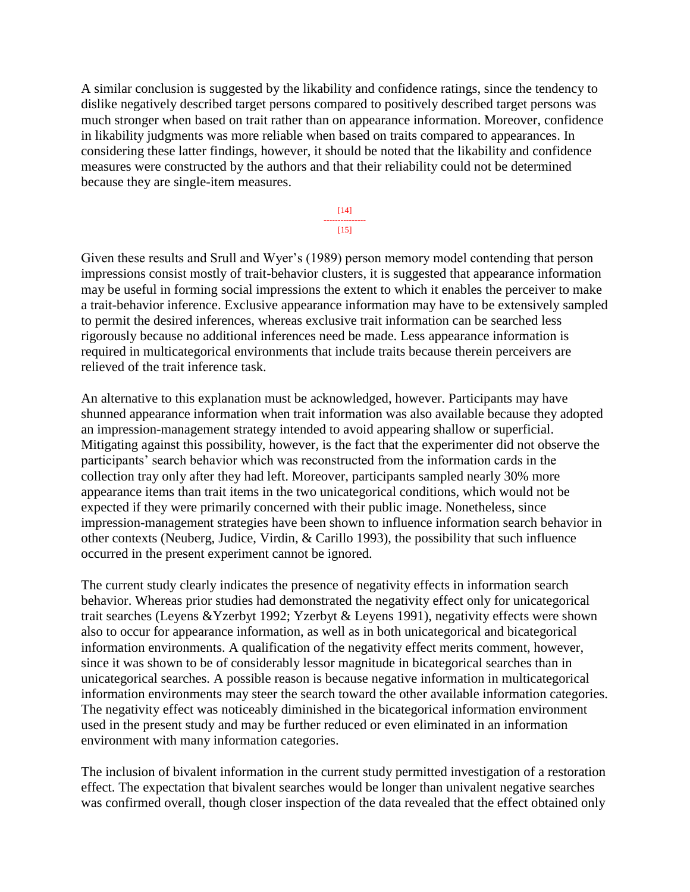A similar conclusion is suggested by the likability and confidence ratings, since the tendency to dislike negatively described target persons compared to positively described target persons was much stronger when based on trait rather than on appearance information. Moreover, confidence in likability judgments was more reliable when based on traits compared to appearances. In considering these latter findings, however, it should be noted that the likability and confidence measures were constructed by the authors and that their reliability could not be determined because they are single-item measures.

Given these results and Srull and Wyer's (1989) person memory model contending that person impressions consist mostly of trait-behavior clusters, it is suggested that appearance information may be useful in forming social impressions the extent to which it enables the perceiver to make a trait-behavior inference. Exclusive appearance information may have to be extensively sampled to permit the desired inferences, whereas exclusive trait information can be searched less rigorously because no additional inferences need be made. Less appearance information is required in multicategorical environments that include traits because therein perceivers are relieved of the trait inference task.

An alternative to this explanation must be acknowledged, however. Participants may have shunned appearance information when trait information was also available because they adopted an impression-management strategy intended to avoid appearing shallow or superficial. Mitigating against this possibility, however, is the fact that the experimenter did not observe the participants' search behavior which was reconstructed from the information cards in the collection tray only after they had left. Moreover, participants sampled nearly 30% more appearance items than trait items in the two unicategorical conditions, which would not be expected if they were primarily concerned with their public image. Nonetheless, since impression-management strategies have been shown to influence information search behavior in other contexts (Neuberg, Judice, Virdin, & Carillo 1993), the possibility that such influence occurred in the present experiment cannot be ignored.

The current study clearly indicates the presence of negativity effects in information search behavior. Whereas prior studies had demonstrated the negativity effect only for unicategorical trait searches (Leyens &Yzerbyt 1992; Yzerbyt & Leyens 1991), negativity effects were shown also to occur for appearance information, as well as in both unicategorical and bicategorical information environments. A qualification of the negativity effect merits comment, however, since it was shown to be of considerably lessor magnitude in bicategorical searches than in unicategorical searches. A possible reason is because negative information in multicategorical information environments may steer the search toward the other available information categories. The negativity effect was noticeably diminished in the bicategorical information environment used in the present study and may be further reduced or even eliminated in an information environment with many information categories.

The inclusion of bivalent information in the current study permitted investigation of a restoration effect. The expectation that bivalent searches would be longer than univalent negative searches was confirmed overall, though closer inspection of the data revealed that the effect obtained only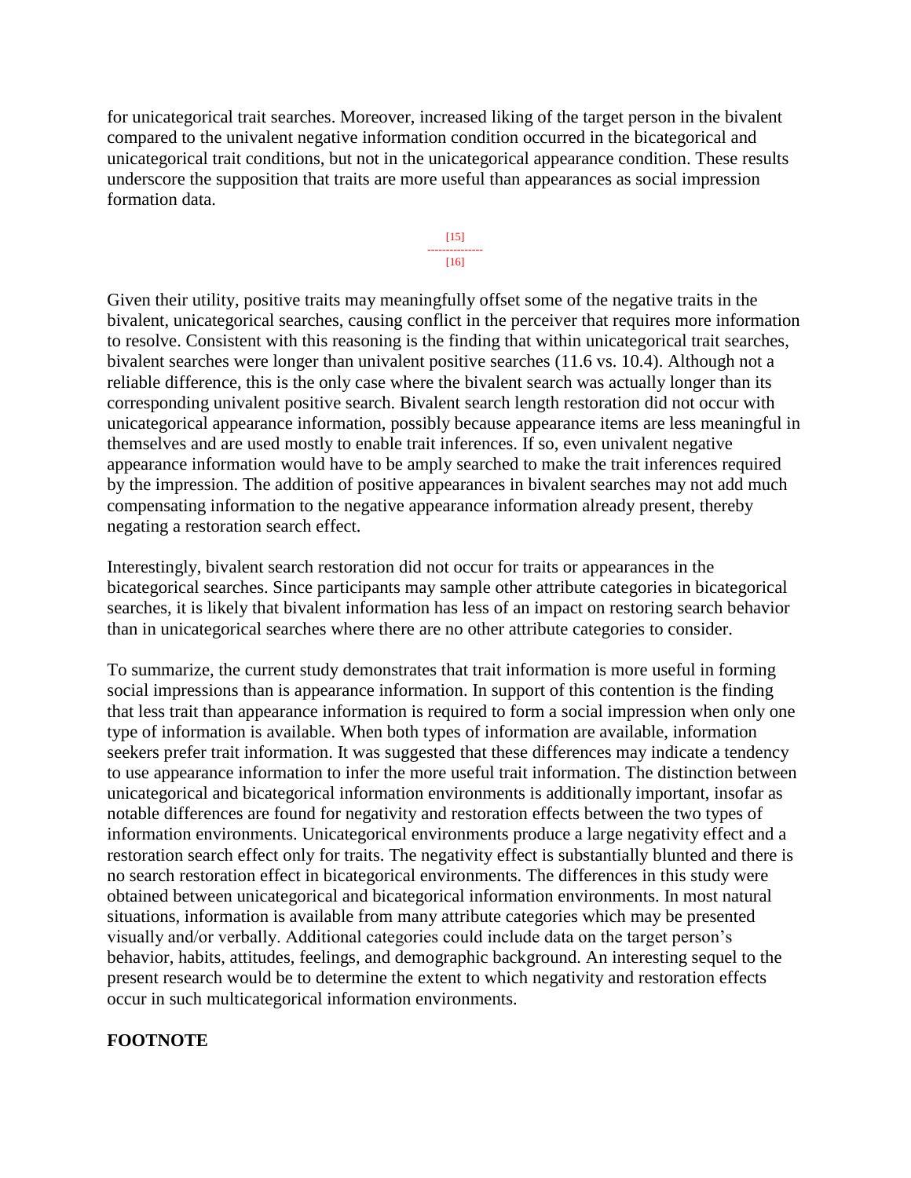for unicategorical trait searches. Moreover, increased liking of the target person in the bivalent compared to the univalent negative information condition occurred in the bicategorical and unicategorical trait conditions, but not in the unicategorical appearance condition. These results underscore the supposition that traits are more useful than appearances as social impression formation data.

Given their utility, positive traits may meaningfully offset some of the negative traits in the bivalent, unicategorical searches, causing conflict in the perceiver that requires more information to resolve. Consistent with this reasoning is the finding that within unicategorical trait searches, bivalent searches were longer than univalent positive searches (11.6 vs. 10.4). Although not a reliable difference, this is the only case where the bivalent search was actually longer than its corresponding univalent positive search. Bivalent search length restoration did not occur with unicategorical appearance information, possibly because appearance items are less meaningful in themselves and are used mostly to enable trait inferences. If so, even univalent negative appearance information would have to be amply searched to make the trait inferences required by the impression. The addition of positive appearances in bivalent searches may not add much compensating information to the negative appearance information already present, thereby negating a restoration search effect.

Interestingly, bivalent search restoration did not occur for traits or appearances in the bicategorical searches. Since participants may sample other attribute categories in bicategorical searches, it is likely that bivalent information has less of an impact on restoring search behavior than in unicategorical searches where there are no other attribute categories to consider.

To summarize, the current study demonstrates that trait information is more useful in forming social impressions than is appearance information. In support of this contention is the finding that less trait than appearance information is required to form a social impression when only one type of information is available. When both types of information are available, information seekers prefer trait information. It was suggested that these differences may indicate a tendency to use appearance information to infer the more useful trait information. The distinction between unicategorical and bicategorical information environments is additionally important, insofar as notable differences are found for negativity and restoration effects between the two types of information environments. Unicategorical environments produce a large negativity effect and a restoration search effect only for traits. The negativity effect is substantially blunted and there is no search restoration effect in bicategorical environments. The differences in this study were obtained between unicategorical and bicategorical information environments. In most natural situations, information is available from many attribute categories which may be presented visually and/or verbally. Additional categories could include data on the target person's behavior, habits, attitudes, feelings, and demographic background. An interesting sequel to the present research would be to determine the extent to which negativity and restoration effects occur in such multicategorical information environments.

**FOOTNOTE**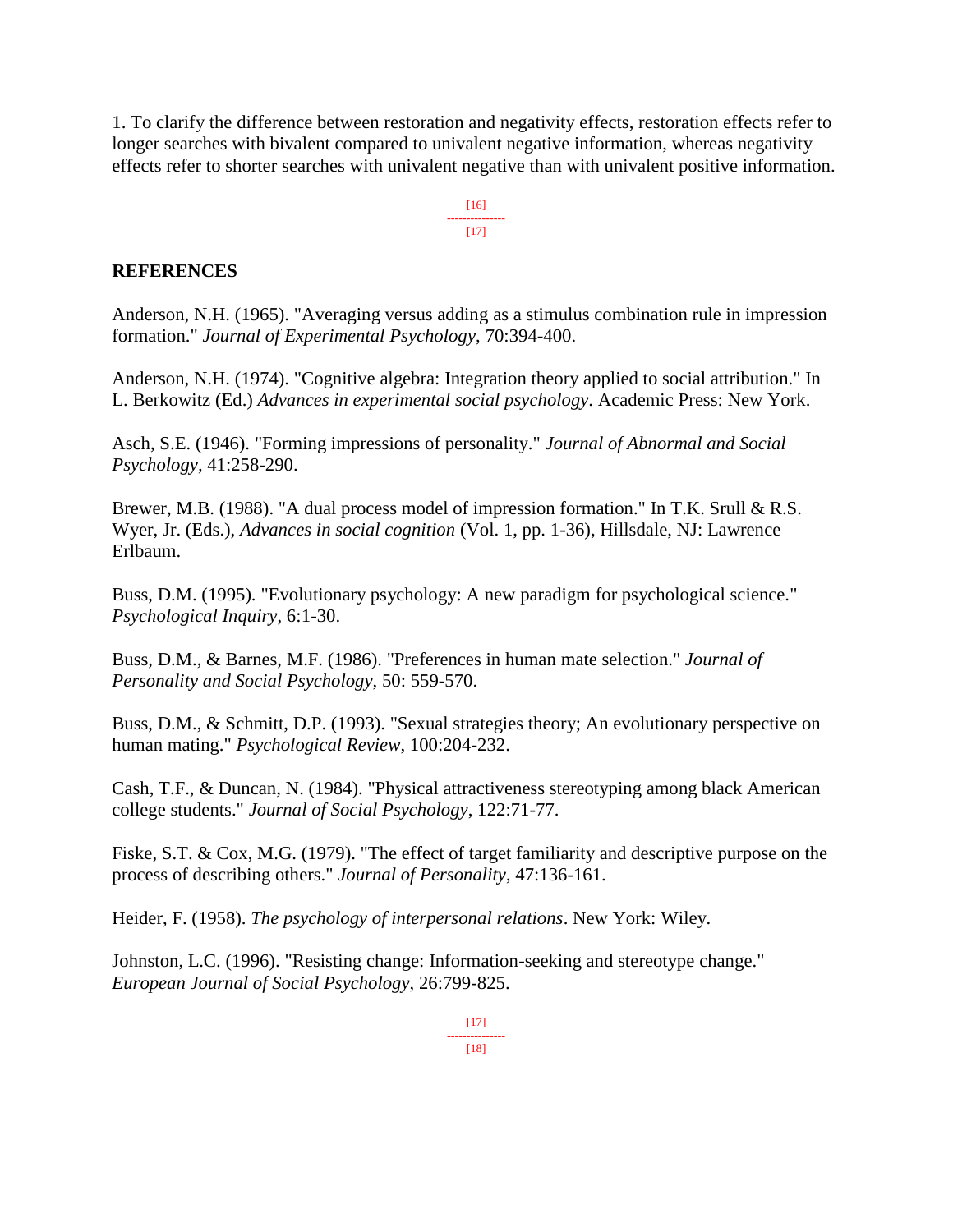1. To clarify the difference between restoration and negativity effects, restoration effects refer to longer searches with bivalent compared to univalent negative information, whereas negativity effects refer to shorter searches with univalent negative than with univalent positive information.

## REFERENCES

Anderson, N.H. (1965). "Averaging versus adding as a stimulus combination rule in impression formation." *Journal of Experimental Psychology*, 70:394-400.

Anderson, N.H. (1974). "Cognitive algebra: Integration theory applied to social attribution." In L. Berkowitz (Ed.) *Advances in experimental social psychology*. Academic Press: New York.

Asch, S.E. (1946). "Forming impressions of personality." *Journal of Abnormal and Social Psychology*, 41:258-290.

Brewer, M.B. (1988). "A dual process model of impression formation." In T.K. Srull & R.S. Wyer, Jr. (Eds.), *Advances in social cognition* (Vol. 1, pp. 1-36), Hillsdale, NJ: Lawrence Erlbaum.

Buss, D.M. (1995). "Evolutionary psychology: A new paradigm for psychological science." *Psychological Inquiry*, 6:1-30.

Buss, D.M., & Barnes, M.F. (1986). "Preferences in human mate selection." *Journal of Personality and Social Psychology*, 50: 559-570.

Buss, D.M., & Schmitt, D.P. (1993). "Sexual strategies theory; An evolutionary perspective on human mating." *Psychological Review*, 100:204-232.

Cash, T.F., & Duncan, N. (1984). "Physical attractiveness stereotyping among black American college students." *Journal of Social Psychology*, 122:71-77.

Fiske, S.T. & Cox, M.G. (1979). "The effect of target familiarity and descriptive purpose on the process of describing others." *Journal of Personality*, 47:136-161.

Heider, F. (1958). *The psychology of interpersonal relations*. New York: Wiley.

Johnston, L.C. (1996). "Resisting change: Information-seeking and stereotype change." *European Journal of Social Psychology*, 26:799-825.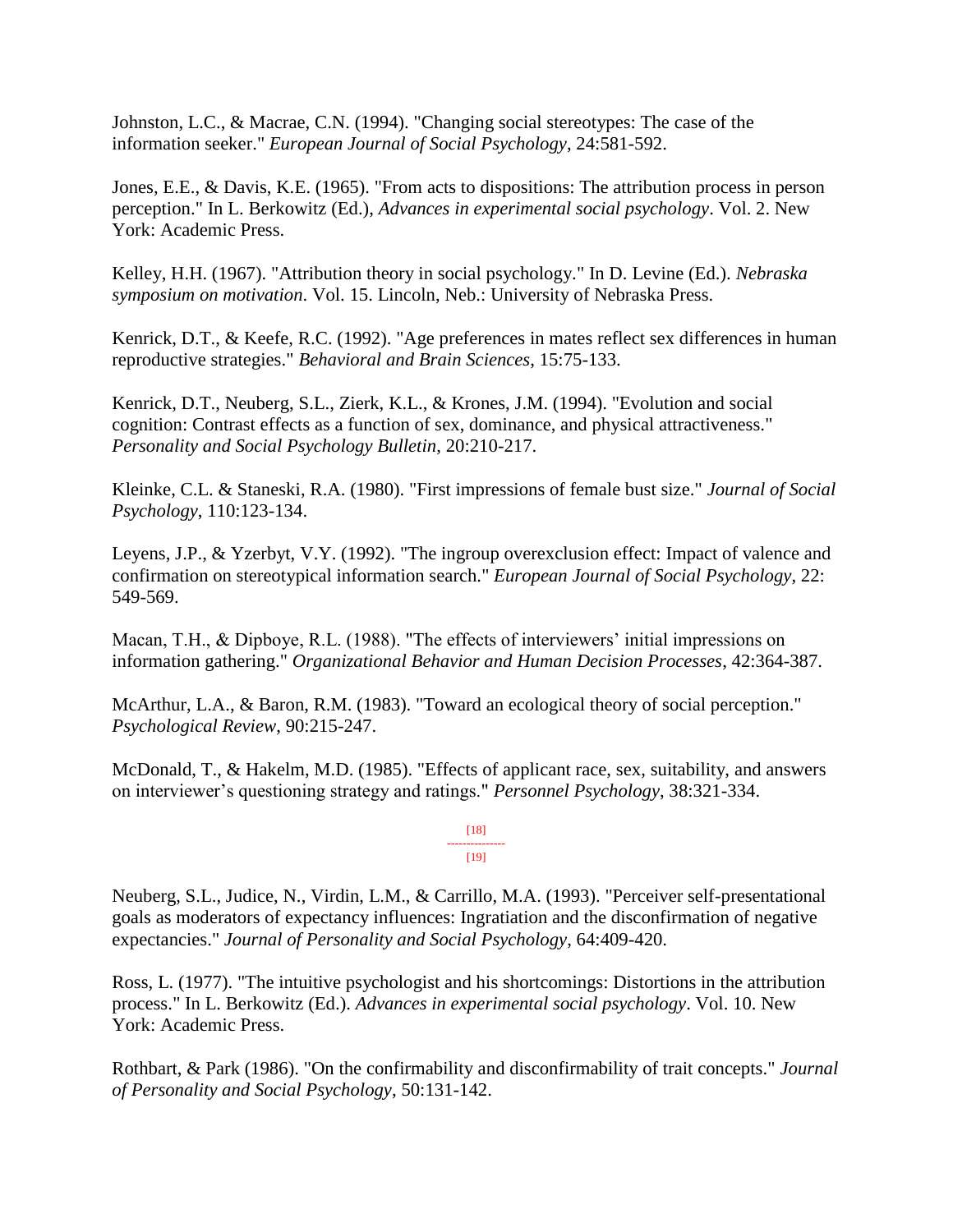Johnston, L.C., & Macrae, C.N. (1994). "Changing social stereotypes: The case of the information seeker." *European Journal of Social Psychology*, 24:581-592.

Jones, E.E., & Davis, K.E. (1965). "From acts to dispositions: The attribution process in person perception." In L. Berkowitz (Ed.), *Advances in experimental social psychology*. Vol. 2. New York: Academic Press.

Kelley, H.H. (1967). "Attribution theory in social psychology." In D. Levine (Ed.). *Nebraska symposium on motivation*. Vol. 15. Lincoln, Neb.: University of Nebraska Press.

Kenrick, D.T., & Keefe, R.C. (1992). "Age preferences in mates reflect sex differences in human reproductive strategies." *Behavioral and Brain Sciences*, 15:75-133.

Kenrick, D.T., Neuberg, S.L., Zierk, K.L., & Krones, J.M. (1994). "Evolution and social cognition: Contrast effects as a function of sex, dominance, and physical attractiveness." *Personality and Social Psychology Bulletin*, 20:210-217.

Kleinke, C.L. & Staneski, R.A. (1980). "First impressions of female bust size." *Journal of Social Psychology*, 110:123-134.

Leyens, J.P., & Yzerbyt, V.Y. (1992). "The ingroup overexclusion effect: Impact of valence and confirmation on stereotypical information search." *European Journal of Social Psychology*, 22: 549-569.

Macan, T.H., & Dipboye, R.L. (1988). "The effects of interviewers' initial impressions on information gathering." *Organizational Behavior and Human Decision Processes*, 42:364-387.

McArthur, L.A., & Baron, R.M. (1983). "Toward an ecological theory of social perception." *Psychological Review*, 90:215-247.

McDonald, T., & Hakelm, M.D. (1985). "Effects of applicant race, sex, suitability, and answers on interviewer's questioning strategy and ratings." *Personnel Psychology*, 38:321-334.

Neuberg, S.L., Judice, N., Virdin, L.M., & Carrillo, M.A. (1993). "Perceiver self-presentational goals as moderators of expectancy influences: Ingratiation and the disconfirmation of negative expectancies." *Journal of Personality and Social Psychology*, 64:409-420.

Ross, L. (1977). "The intuitive psychologist and his shortcomings: Distortions in the attribution process." In L. Berkowitz (Ed.). *Advances in experimental social psychology*. Vol. 10. New York: Academic Press.

Rothbart, & Park (1986). "On the confirmability and disconfirmability of trait concepts." *Journal of Personality and Social Psychology*, 50:131-142.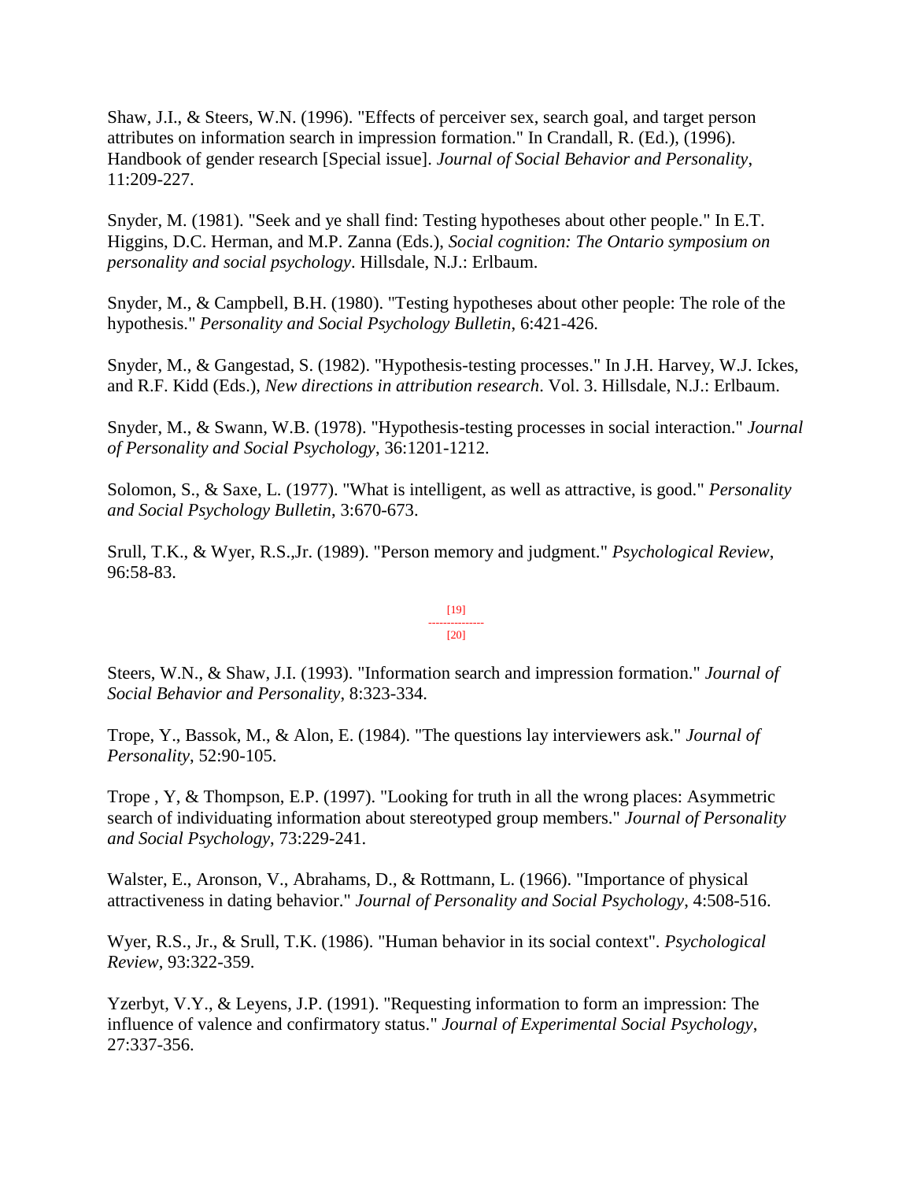Shaw, J.I., & Steers, W.N. (1996). "Effects of perceiver sex, search goal, and target person attributes on information search in impression formation." In Crandall, R. (Ed.), (1996). Handbook of gender research [Special issue]. *Journal of Social Behavior and Personality*, 11:209-227.

Snyder, M. (1981). "Seek and ye shall find: Testing hypotheses about other people." In E.T. Higgins, D.C. Herman, and M.P. Zanna (Eds.), *Social cognition: The Ontario symposium on personality and social psychology*. Hillsdale, N.J.: Erlbaum.

Snyder, M., & Campbell, B.H. (1980). "Testing hypotheses about other people: The role of the hypothesis." *Personality and Social Psychology Bulletin*, 6:421-426.

Snyder, M., & Gangestad, S. (1982). "Hypothesis-testing processes." In J.H. Harvey, W.J. Ickes, and R.F. Kidd (Eds.), *New directions in attribution research*. Vol. 3. Hillsdale, N.J.: Erlbaum.

Snyder, M., & Swann, W.B. (1978). "Hypothesis-testing processes in social interaction." *Journal of Personality and Social Psychology*, 36:1201-1212.

Solomon, S., & Saxe, L. (1977). "What is intelligent, as well as attractive, is good." *Personality and Social Psychology Bulletin*, 3:670-673.

Srull, T.K., & Wyer, R.S.,Jr. (1989). "Person memory and judgment." *Psychological Review*, 96:58-83.

Steers, W.N., & Shaw, J.I. (1993). "Information search and impression formation." *Journal of Social Behavior and Personality*, 8:323-334.

Trope, Y., Bassok, M., & Alon, E. (1984). "The questions lay interviewers ask." *Journal of Personality*, 52:90-105.

Trope , Y, & Thompson, E.P. (1997). "Looking for truth in all the wrong places: Asymmetric search of individuating information about stereotyped group members." *Journal of Personality and Social Psychology*, 73:229-241.

Walster, E., Aronson, V., Abrahams, D., & Rottmann, L. (1966). "Importance of physical attractiveness in dating behavior." *Journal of Personality and Social Psychology*, 4:508-516.

Wyer, R.S., Jr., & Srull, T.K. (1986). "Human behavior in its social context". *Psychological Review*, 93:322-359.

Yzerbyt, V.Y., & Leyens, J.P. (1991). "Requesting information to form an impression: The influence of valence and confirmatory status." *Journal of Experimental Social Psychology*, 27:337-356.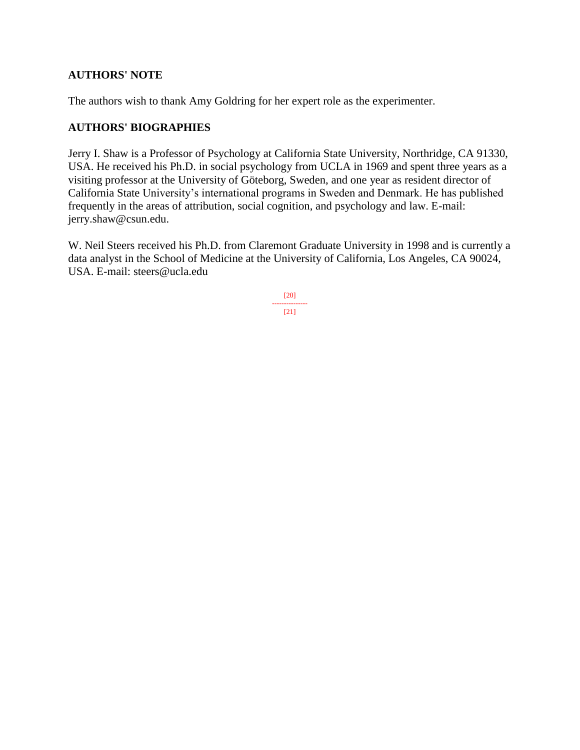## AUTHORS' NOTE

The authors wish to thank Amy Goldring for her expert role as the experimenter.

## AUTHORS' BIOGRAPHIES

Jerry I. Shaw is a Professor of Psychology at California State University, Northridge, CA 91330, USA. He received his Ph.D. in social psychology from UCLA in 1969 and spent three years as a visiting professor at the University of Göteborg, Sweden, and one year as resident director of California State University's international programs in Sweden and Denmark. He has published frequently in the areas of attribution, social cognition, and psychology and law. E-mail: jerry.shaw@csun.edu.

W. Neil Steers received his Ph.D. from Claremont Graduate University in 1998 and is currently a data analyst in the School of Medicine at the University of California, Los Angeles, CA 90024, USA. E-mail: steers@ucla.edu